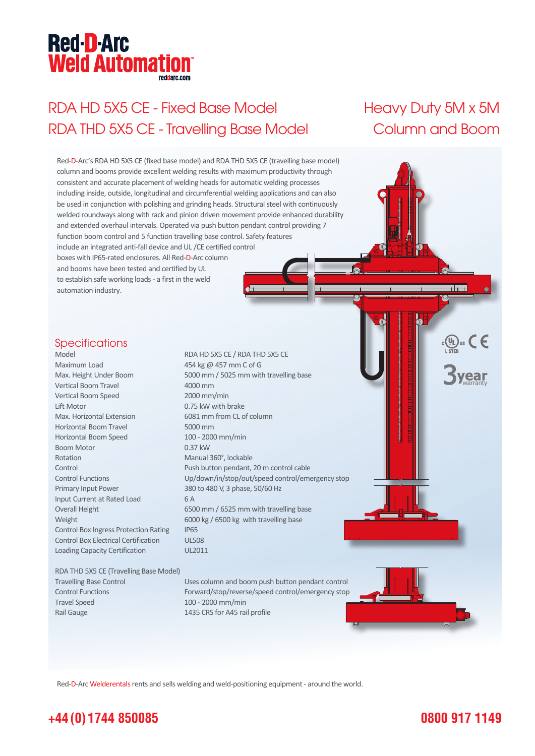# Red-D-Arc Weld Automation

reddarc.com

## RDA HD 5X5 CE - Fixed Base Model
## RDA THD 5X5 CE - Travelling Base Model

## Heavy Duty 5M x 5M Column and Boom

Red-D-Arc's RDA HD 5X5 CE (fixed base model) and RDA THD 5X5 CE (travelling base model) column and booms provide excellent welding results with maximum productivity through consistent and accurate placement of welding heads for automatic welding processes including inside, outside, longitudinal and circumferential welding applications and can also be used in conjunction with polishing and grinding heads. Structural steel with continuously welded roundways along with rack and pinion driven movement provide enhanced durability and extended overhaul intervals. Operated via push button pendant control providing 7 function boom control and 5 function travelling base control. Safety features include an integrated anti-fall device and UL /CE certified control boxes with IP65-rated enclosures. All Red-D-Arc column and booms have been tested and certified by UL to establish safe working loads - a first in the weld automation industry.

c UL us LISTED CE

3 year warranty

### Specifications

| | |
|---|---|
| Model | RDA HD 5X5 CE / RDA THD 5X5 CE |
| Maximum Load | 454 kg @ 457 mm C of G |
| Max. Height Under Boom | 5000 mm / 5025 mm with travelling base |
| Vertical Boom Travel | 4000 mm |
| Vertical Boom Speed | 2000 mm/min |
| Lift Motor | 0.75 kW with brake |
| Max. Horizontal Extension | 6081 mm from CL of column |
| Horizontal Boom Travel | 5000 mm |
| Horizontal Boom Speed | 100 - 2000 mm/min |
| Boom Motor | 0.37 kW |
| Rotation | Manual 360°, lockable |
| Control | Push button pendant, 20 m control cable |
| Control Functions | Up/down/in/stop/out/speed control/emergency stop |
| Primary Input Power | 380 to 480 V, 3 phase, 50/60 Hz |
| Input Current at Rated Load | 6 A |
| Overall Height | 6500 mm / 6525 mm with travelling base |
| Weight | 6000 kg / 6500 kg with travelling base |
| Control Box Ingress Protection Rating | IP65 |
| Control Box Electrical Certification | UL508 |
| Loading Capacity Certification | UL2011 |

RDA THD 5X5 CE (Travelling Base Model)

| | |
|---|---|
| Travelling Base Control | Uses column and boom push button pendant control |
| Control Functions | Forward/stop/reverse/speed control/emergency stop |
| Travel Speed | 100 - 2000 mm/min |
| Rail Gauge | 1435 CRS for A45 rail profile |

Red-D-Arc Welderentals rents and sells welding and weld-positioning equipment - around the world.

**+44 (0) 1744 850085** **0800 917 1149**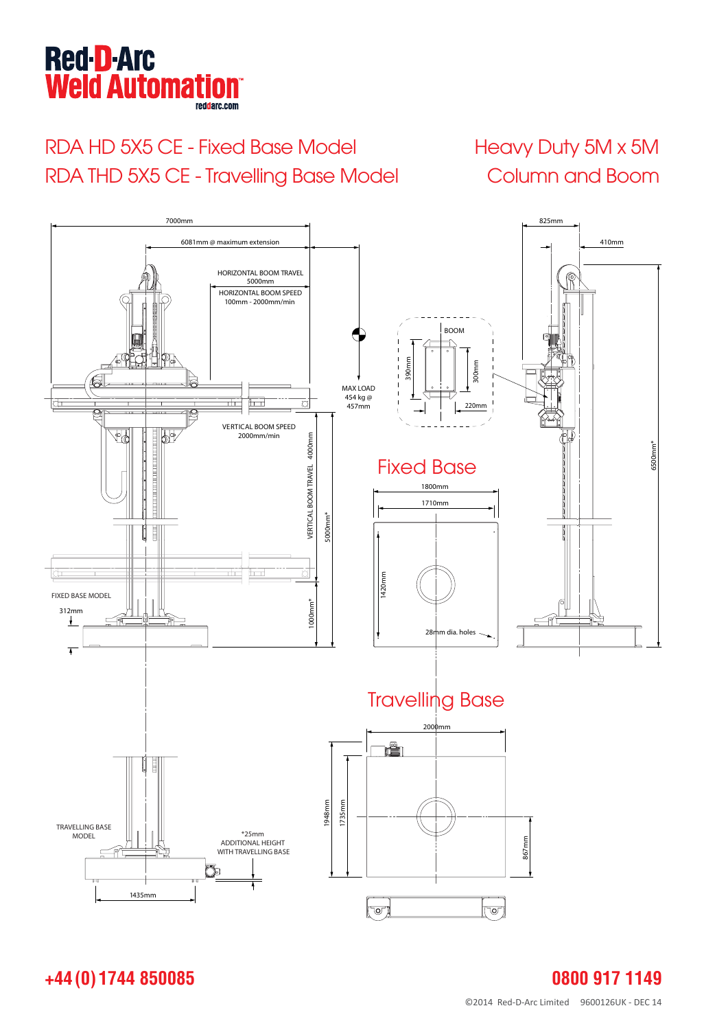# Red-D-Arc Weld Automation

reddarc.com

## RDA HD 5X5 CE - Fixed Base Model
## RDA THD 5X5 CE - Travelling Base Model

## Heavy Duty 5M x 5M Column and Boom

7000mm

6081mm @ maximum extension

HORIZONTAL BOOM TRAVEL 5000mm

HORIZONTAL BOOM SPEED 100mm - 2000mm/min

MAX LOAD 454 kg @ 457mm

VERTICAL BOOM SPEED 2000mm/min

VERTICAL BOOM TRAVEL 4000mm

5000mm*

1000mm*

FIXED BASE MODEL

312mm

825mm

410mm

BOOM

390mm

300mm

220mm

6500mm*

### Fixed Base

1800mm

1710mm

1420mm

28mm dia. holes

### Travelling Base

2000mm

1948mm

1735mm

867mm

TRAVELLING BASE MODEL

*25mm ADDITIONAL HEIGHT WITH TRAVELLING BASE

1435mm

**+44 (0) 1744 850085**

**0800 917 1149**

©2014 Red-D-Arc Limited 9600126UK - DEC 14